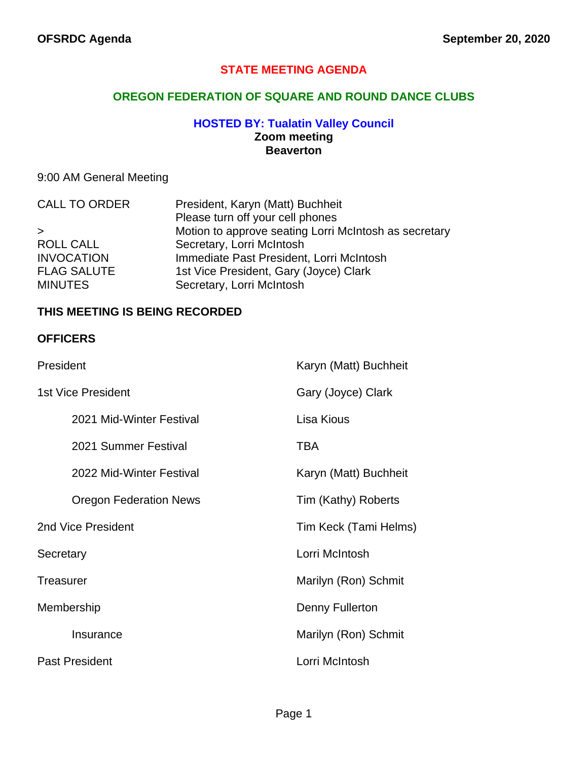# STATE MEETING AGENDA

## OREGON FEDERATION OF SQUARE AND ROUND DANCE CLUBS

### HOSTED BY: Tualatin Valley Council

**Zoom meeting**
**Beaverton**

9:00 AM General Meeting

| | |
|---|---|
| CALL TO ORDER | President, Karyn (Matt) Buchheit |
| | Please turn off your cell phones |
| > | Motion to approve seating Lorri McIntosh as secretary |
| ROLL CALL | Secretary, Lorri McIntosh |
| INVOCATION | Immediate Past President, Lorri McIntosh |
| FLAG SALUTE | 1st Vice President, Gary (Joyce) Clark |
| MINUTES | Secretary, Lorri McIntosh |

**THIS MEETING IS BEING RECORDED**

**OFFICERS**

| | |
|---|---|
| President | Karyn (Matt) Buchheit |
| 1st Vice President | Gary (Joyce) Clark |
| 2021 Mid-Winter Festival | Lisa Kious |
| 2021 Summer Festival | TBA |
| 2022 Mid-Winter Festival | Karyn (Matt) Buchheit |
| Oregon Federation News | Tim (Kathy) Roberts |
| 2nd Vice President | Tim Keck (Tami Helms) |
| Secretary | Lorri McIntosh |
| Treasurer | Marilyn (Ron) Schmit |
| Membership | Denny Fullerton |
| Insurance | Marilyn (Ron) Schmit |
| Past President | Lorri McIntosh |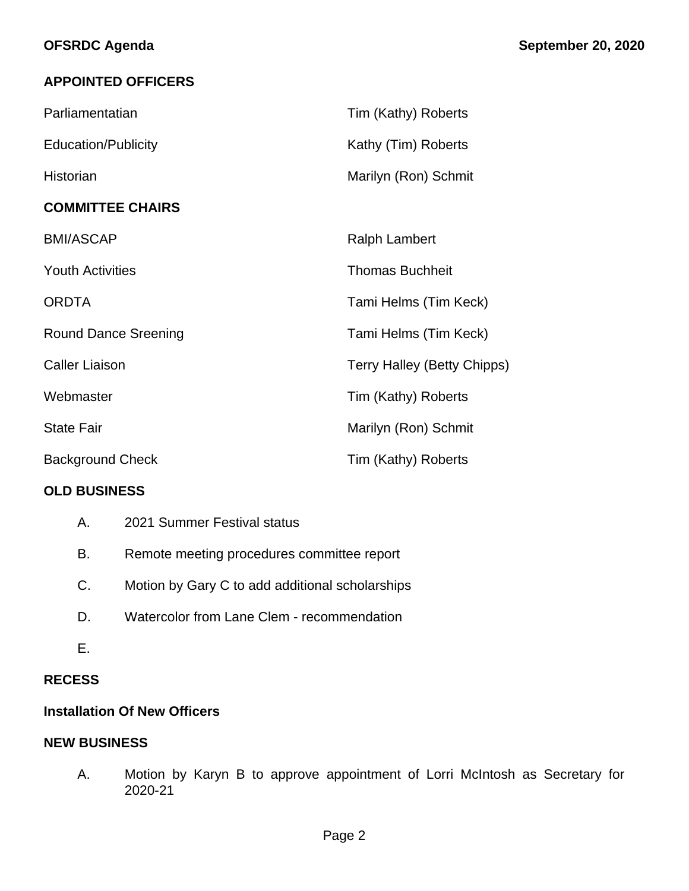## APPOINTED OFFICERS

| | |
|---|---|
| Parliamentatian | Tim (Kathy) Roberts |
| Education/Publicity | Kathy (Tim) Roberts |
| Historian | Marilyn (Ron) Schmit |

## COMMITTEE CHAIRS

| | |
|---|---|
| BMI/ASCAP | Ralph Lambert |
| Youth Activities | Thomas Buchheit |
| ORDTA | Tami Helms (Tim Keck) |
| Round Dance Sreening | Tami Helms (Tim Keck) |
| Caller Liaison | Terry Halley (Betty Chipps) |
| Webmaster | Tim (Kathy) Roberts |
| State Fair | Marilyn (Ron) Schmit |
| Background Check | Tim (Kathy) Roberts |

## OLD BUSINESS

A. 2021 Summer Festival status

B. Remote meeting procedures committee report

C. Motion by Gary C to add additional scholarships

D. Watercolor from Lane Clem - recommendation

E.

## RECESS

## Installation Of New Officers

## NEW BUSINESS

A. Motion by Karyn B to approve appointment of Lorri McIntosh as Secretary for 2020-21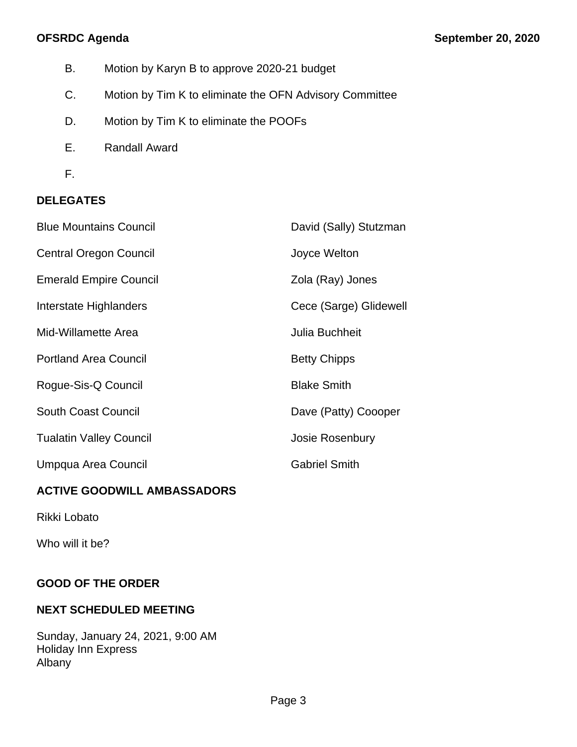B. Motion by Karyn B to approve 2020-21 budget

C. Motion by Tim K to eliminate the OFN Advisory Committee

D. Motion by Tim K to eliminate the POOFs

E. Randall Award

F.

**DELEGATES**

| | |
|---|---|
| Blue Mountains Council | David (Sally) Stutzman |
| Central Oregon Council | Joyce Welton |
| Emerald Empire Council | Zola (Ray) Jones |
| Interstate Highlanders | Cece (Sarge) Glidewell |
| Mid-Willamette Area | Julia Buchheit |
| Portland Area Council | Betty Chipps |
| Rogue-Sis-Q Council | Blake Smith |
| South Coast Council | Dave (Patty) Coooper |
| Tualatin Valley Council | Josie Rosenbury |
| Umpqua Area Council | Gabriel Smith |

**ACTIVE GOODWILL AMBASSADORS**

Rikki Lobato

Who will it be?

**GOOD OF THE ORDER**

**NEXT SCHEDULED MEETING**

Sunday, January 24, 2021, 9:00 AM
Holiday Inn Express
Albany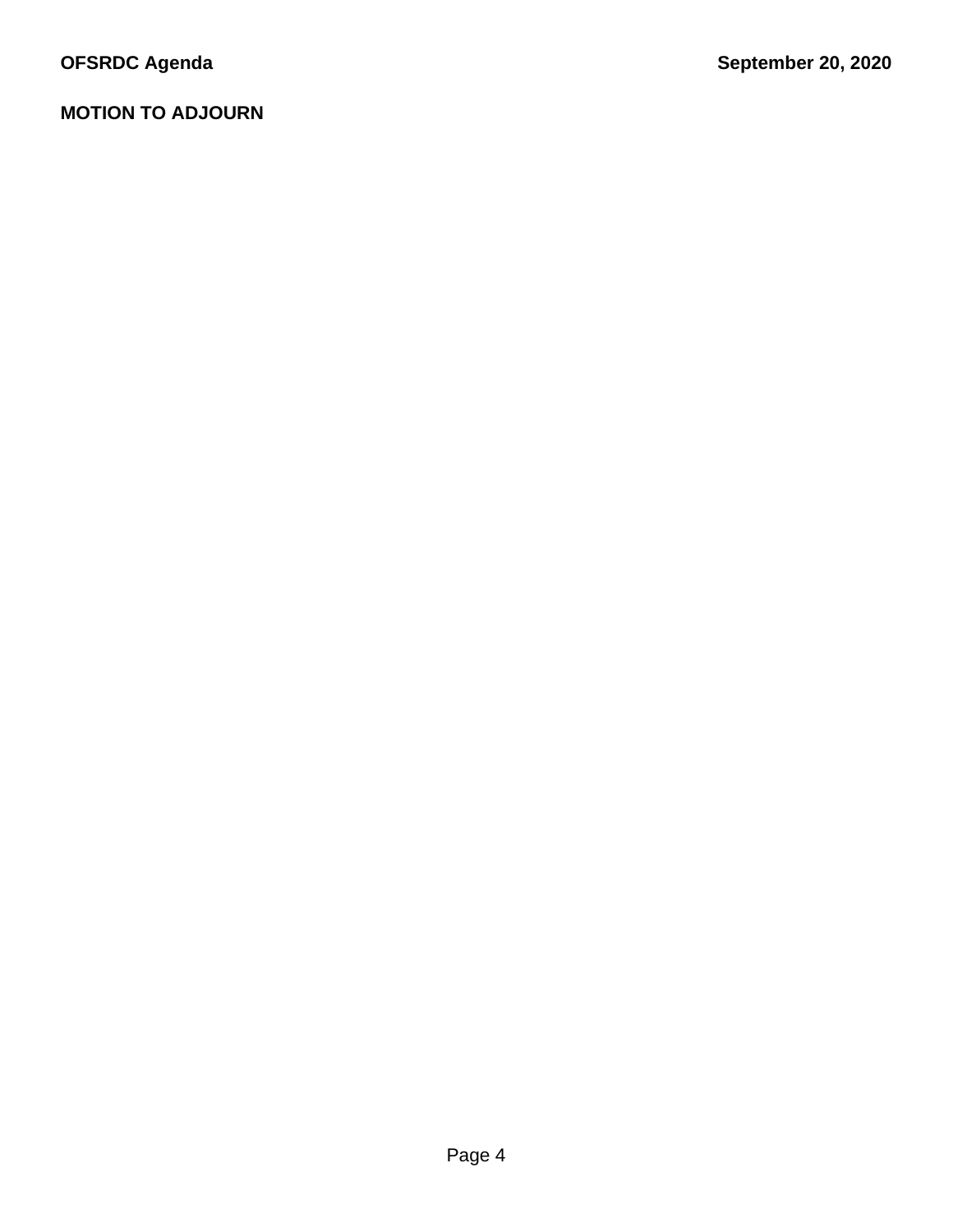**MOTION TO ADJOURN**